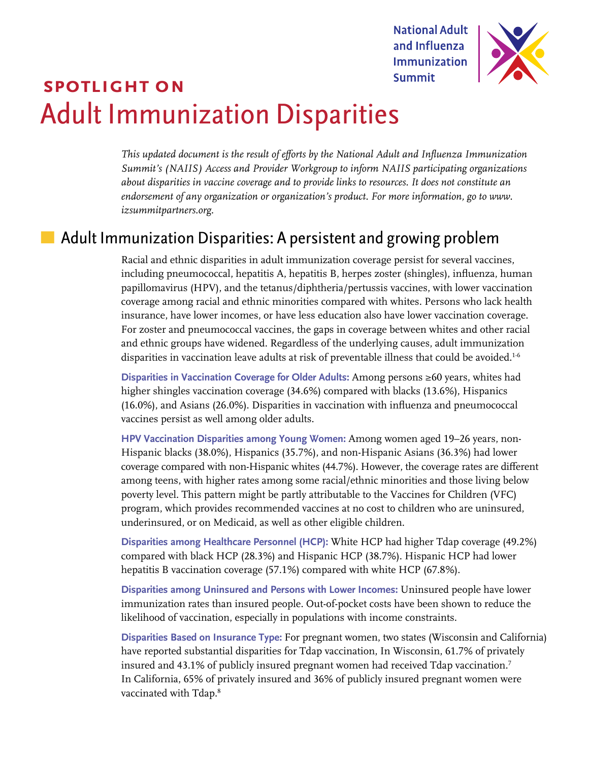National Adult and Influenza Immunization Summit

**SPOTLIGHT ON**

# Adult Immunization Disparities

*This updated document is the result of efforts by the National Adult and Influenza Immunization Summit's (NAIIS) Access and Provider Workgroup to inform NAIIS participating organizations about disparities in vaccine coverage and to provide links to resources. It does not constitute an endorsement of any organization or organization's product. For more information, go to www.izsummitpartners.org.*

## Adult Immunization Disparities: A persistent and growing problem

Racial and ethnic disparities in adult immunization coverage persist for several vaccines, including pneumococcal, hepatitis A, hepatitis B, herpes zoster (shingles), influenza, human papillomavirus (HPV), and the tetanus/diphtheria/pertussis vaccines, with lower vaccination coverage among racial and ethnic minorities compared with whites. Persons who lack health insurance, have lower incomes, or have less education also have lower vaccination coverage. For zoster and pneumococcal vaccines, the gaps in coverage between whites and other racial and ethnic groups have widened. Regardless of the underlying causes, adult immunization disparities in vaccination leave adults at risk of preventable illness that could be avoided.[1-6]

**Disparities in Vaccination Coverage for Older Adults:** Among persons ≥60 years, whites had higher shingles vaccination coverage (34.6%) compared with blacks (13.6%), Hispanics (16.0%), and Asians (26.0%). Disparities in vaccination with influenza and pneumococcal vaccines persist as well among older adults.

**HPV Vaccination Disparities among Young Women:** Among women aged 19–26 years, non-Hispanic blacks (38.0%), Hispanics (35.7%), and non-Hispanic Asians (36.3%) had lower coverage compared with non-Hispanic whites (44.7%). However, the coverage rates are different among teens, with higher rates among some racial/ethnic minorities and those living below poverty level. This pattern might be partly attributable to the Vaccines for Children (VFC) program, which provides recommended vaccines at no cost to children who are uninsured, underinsured, or on Medicaid, as well as other eligible children.

**Disparities among Healthcare Personnel (HCP):** White HCP had higher Tdap coverage (49.2%) compared with black HCP (28.3%) and Hispanic HCP (38.7%). Hispanic HCP had lower hepatitis B vaccination coverage (57.1%) compared with white HCP (67.8%).

**Disparities among Uninsured and Persons with Lower Incomes:** Uninsured people have lower immunization rates than insured people. Out-of-pocket costs have been shown to reduce the likelihood of vaccination, especially in populations with income constraints.

**Disparities Based on Insurance Type:** For pregnant women, two states (Wisconsin and California) have reported substantial disparities for Tdap vaccination, In Wisconsin, 61.7% of privately insured and 43.1% of publicly insured pregnant women had received Tdap vaccination.[7] In California, 65% of privately insured and 36% of publicly insured pregnant women were vaccinated with Tdap.[8]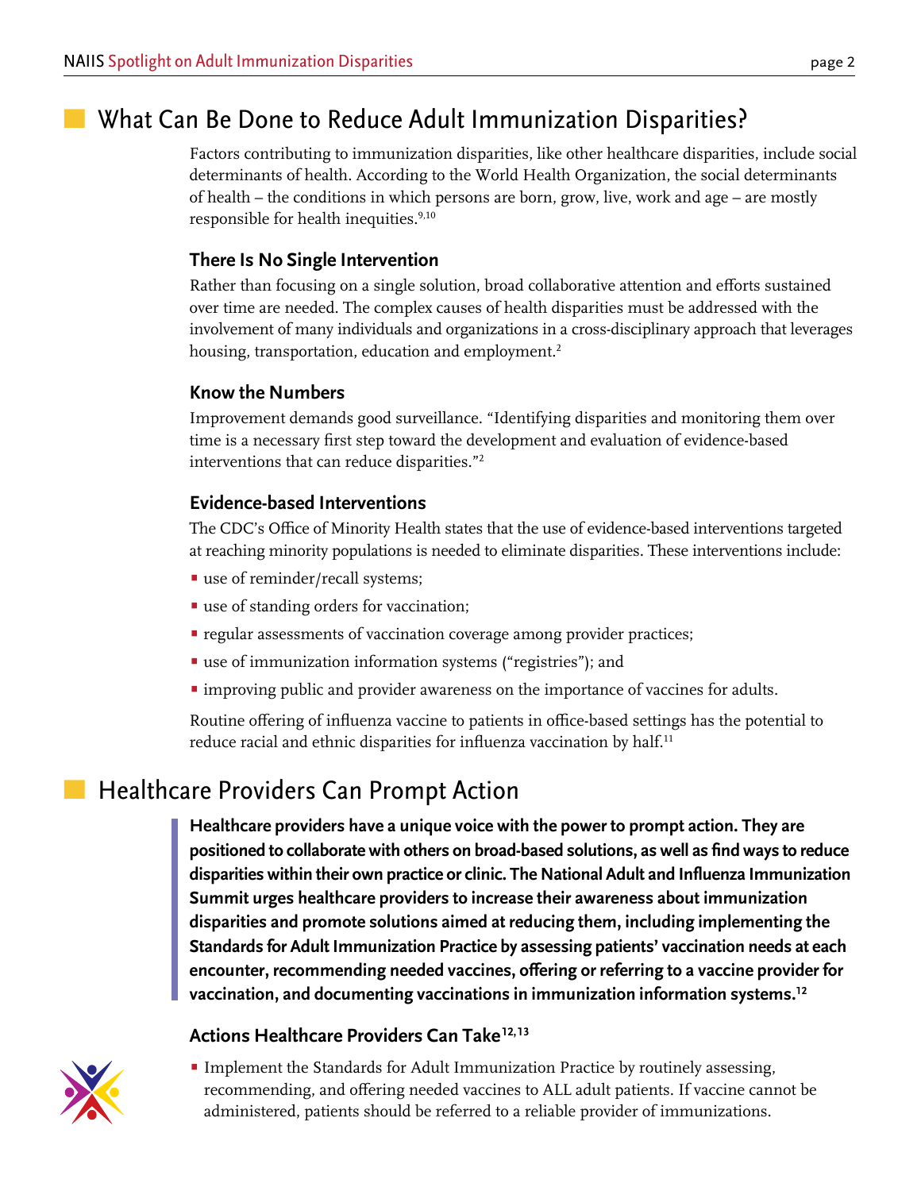## What Can Be Done to Reduce Adult Immunization Disparities?

Factors contributing to immunization disparities, like other healthcare disparities, include social determinants of health. According to the World Health Organization, the social determinants of health – the conditions in which persons are born, grow, live, work and age – are mostly responsible for health inequities.[9,10]

### There Is No Single Intervention

Rather than focusing on a single solution, broad collaborative attention and efforts sustained over time are needed. The complex causes of health disparities must be addressed with the involvement of many individuals and organizations in a cross-disciplinary approach that leverages housing, transportation, education and employment.[2]

### Know the Numbers

Improvement demands good surveillance. "Identifying disparities and monitoring them over time is a necessary first step toward the development and evaluation of evidence-based interventions that can reduce disparities."[2]

### Evidence-based Interventions

The CDC's Office of Minority Health states that the use of evidence-based interventions targeted at reaching minority populations is needed to eliminate disparities. These interventions include:

- use of reminder/recall systems;
- use of standing orders for vaccination;
- regular assessments of vaccination coverage among provider practices;
- use of immunization information systems ("registries"); and
- improving public and provider awareness on the importance of vaccines for adults.

Routine offering of influenza vaccine to patients in office-based settings has the potential to reduce racial and ethnic disparities for influenza vaccination by half.[11]

## Healthcare Providers Can Prompt Action

**Healthcare providers have a unique voice with the power to prompt action. They are positioned to collaborate with others on broad-based solutions, as well as find ways to reduce disparities within their own practice or clinic. The National Adult and Influenza Immunization Summit urges healthcare providers to increase their awareness about immunization disparities and promote solutions aimed at reducing them, including implementing the Standards for Adult Immunization Practice by assessing patients' vaccination needs at each encounter, recommending needed vaccines, offering or referring to a vaccine provider for vaccination, and documenting vaccinations in immunization information systems.[12]**

### Actions Healthcare Providers Can Take[12,13]

- Implement the Standards for Adult Immunization Practice by routinely assessing, recommending, and offering needed vaccines to ALL adult patients. If vaccine cannot be administered, patients should be referred to a reliable provider of immunizations.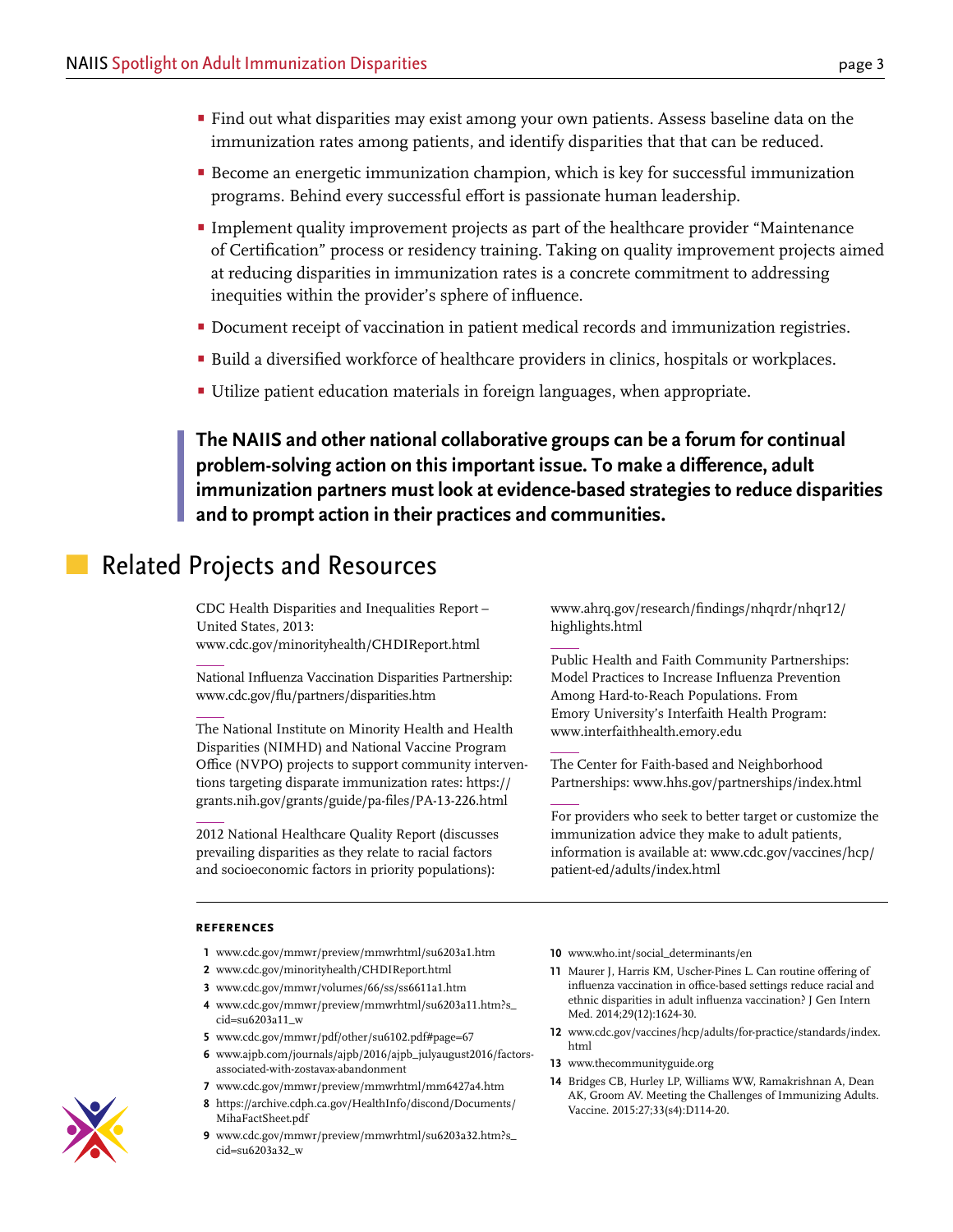- Find out what disparities may exist among your own patients. Assess baseline data on the immunization rates among patients, and identify disparities that that can be reduced.
- Become an energetic immunization champion, which is key for successful immunization programs. Behind every successful effort is passionate human leadership.
- Implement quality improvement projects as part of the healthcare provider "Maintenance of Certification" process or residency training. Taking on quality improvement projects aimed at reducing disparities in immunization rates is a concrete commitment to addressing inequities within the provider's sphere of influence.
- Document receipt of vaccination in patient medical records and immunization registries.
- Build a diversified workforce of healthcare providers in clinics, hospitals or workplaces.
- Utilize patient education materials in foreign languages, when appropriate.

**The NAIIS and other national collaborative groups can be a forum for continual problem-solving action on this important issue. To make a difference, adult immunization partners must look at evidence-based strategies to reduce disparities and to prompt action in their practices and communities.**

## Related Projects and Resources

CDC Health Disparities and Inequalities Report – United States, 2013: www.cdc.gov/minorityhealth/CHDIReport.html

National Influenza Vaccination Disparities Partnership: www.cdc.gov/flu/partners/disparities.htm

The National Institute on Minority Health and Health Disparities (NIMHD) and National Vaccine Program Office (NVPO) projects to support community interventions targeting disparate immunization rates: https://grants.nih.gov/grants/guide/pa-files/PA-13-226.html

2012 National Healthcare Quality Report (discusses prevailing disparities as they relate to racial factors and socioeconomic factors in priority populations): www.ahrq.gov/research/findings/nhqrdr/nhqr12/highlights.html

Public Health and Faith Community Partnerships: Model Practices to Increase Influenza Prevention Among Hard-to-Reach Populations. From Emory University's Interfaith Health Program: www.interfaithhealth.emory.edu

The Center for Faith-based and Neighborhood Partnerships: www.hhs.gov/partnerships/index.html

For providers who seek to better target or customize the immunization advice they make to adult patients, information is available at: www.cdc.gov/vaccines/hcp/patient-ed/adults/index.html

### REFERENCES

1. www.cdc.gov/mmwr/preview/mmwrhtml/su6203a1.htm
2. www.cdc.gov/minorityhealth/CHDIReport.html
3. www.cdc.gov/mmwr/volumes/66/ss/ss6611a1.htm
4. www.cdc.gov/mmwr/preview/mmwrhtml/su6203a11.htm?s_cid=su6203a11_w
5. www.cdc.gov/mmwr/pdf/other/su6102.pdf#page=67
6. www.ajpb.com/journals/ajpb/2016/ajpb_julyaugust2016/factors-associated-with-zostavax-abandonment
7. www.cdc.gov/mmwr/preview/mmwrhtml/mm6427a4.htm
8. https://archive.cdph.ca.gov/HealthInfo/discond/Documents/MihaFactSheet.pdf
9. www.cdc.gov/mmwr/preview/mmwrhtml/su6203a32.htm?s_cid=su6203a32_w
10. www.who.int/social_determinants/en
11. Maurer J, Harris KM, Uscher-Pines L. Can routine offering of influenza vaccination in office-based settings reduce racial and ethnic disparities in adult influenza vaccination? J Gen Intern Med. 2014;29(12):1624-30.
12. www.cdc.gov/vaccines/hcp/adults/for-practice/standards/index.html
13. www.thecommunityguide.org
14. Bridges CB, Hurley LP, Williams WW, Ramakrishnan A, Dean AK, Groom AV. Meeting the Challenges of Immunizing Adults. Vaccine. 2015:27;33(s4):D114-20.